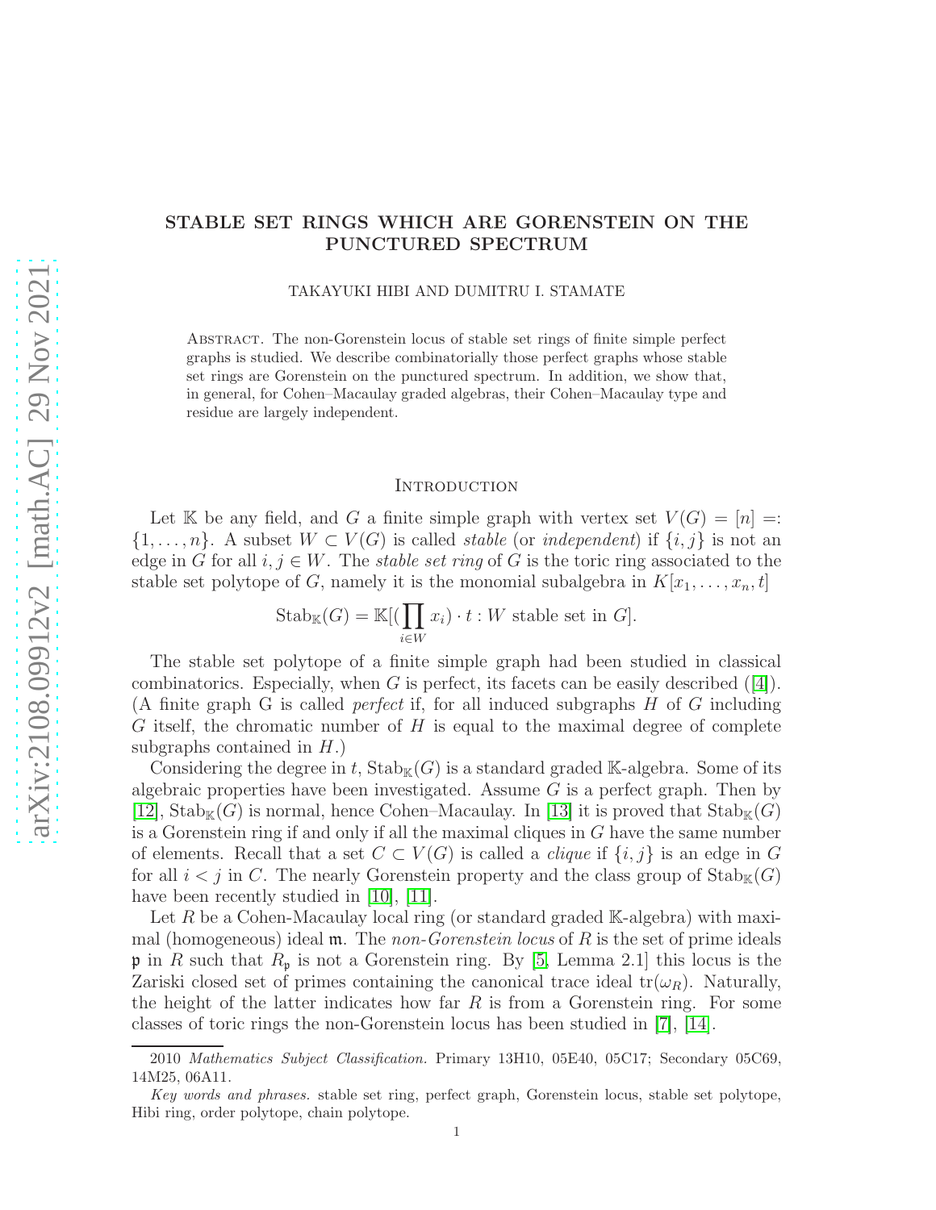# STABLE SET RINGS WHICH ARE GORENSTEIN ON THE PUNCTURED SPECTRUM

TAKAYUKI HIBI AND DUMITRU I. STAMATE

Abstract. The non-Gorenstein locus of stable set rings of finite simple perfect graphs is studied. We describe combinatorially those perfect graphs whose stable set rings are Gorenstein on the punctured spectrum. In addition, we show that, in general, for Cohen–Macaulay graded algebras, their Cohen–Macaulay type and residue are largely independent.

## Introduction

Let $\mathbb{K}$ be any field, and $G$ a finite simple graph with vertex set $V(G) = [n] =: \{1, \ldots, n\}$. A subset $W \subset V(G)$ is called *stable* (or *independent*) if $\{i, j\}$ is not an edge in $G$ for all $i, j \in W$. The *stable set ring* of $G$ is the toric ring associated to the stable set polytope of $G$, namely it is the monomial subalgebra in $K[x_1, \ldots, x_n, t]$

$$\mathrm{Stab}_{\mathbb{K}}(G) = \mathbb{K}[(\prod_{i \in W} x_i) \cdot t : W \text{ stable set in } G].$$

The stable set polytope of a finite simple graph had been studied in classical combinatorics. Especially, when $G$ is perfect, its facets can be easily described ([4]). (A finite graph G is called *perfect* if, for all induced subgraphs $H$ of $G$ including $G$ itself, the chromatic number of $H$ is equal to the maximal degree of complete subgraphs contained in $H$.)

Considering the degree in $t$, $\mathrm{Stab}_{\mathbb{K}}(G)$ is a standard graded $\mathbb{K}$-algebra. Some of its algebraic properties have been investigated. Assume $G$ is a perfect graph. Then by [12], $\mathrm{Stab}_{\mathbb{K}}(G)$ is normal, hence Cohen–Macaulay. In [13] it is proved that $\mathrm{Stab}_{\mathbb{K}}(G)$ is a Gorenstein ring if and only if all the maximal cliques in $G$ have the same number of elements. Recall that a set $C \subset V(G)$ is called a *clique* if $\{i, j\}$ is an edge in $G$ for all $i < j$ in $C$. The nearly Gorenstein property and the class group of $\mathrm{Stab}_{\mathbb{K}}(G)$ have been recently studied in [10], [11].

Let $R$ be a Cohen-Macaulay local ring (or standard graded $\mathbb{K}$-algebra) with maximal (homogeneous) ideal $\mathfrak{m}$. The *non-Gorenstein locus* of $R$ is the set of prime ideals $\mathfrak{p}$ in $R$ such that $R_{\mathfrak{p}}$ is not a Gorenstein ring. By [5, Lemma 2.1] this locus is the Zariski closed set of primes containing the canonical trace ideal $\mathrm{tr}(\omega_R)$. Naturally, the height of the latter indicates how far $R$ is from a Gorenstein ring. For some classes of toric rings the non-Gorenstein locus has been studied in [7], [14].

2010 *Mathematics Subject Classification.* Primary 13H10, 05E40, 05C17; Secondary 05C69, 14M25, 06A11.

*Key words and phrases.* stable set ring, perfect graph, Gorenstein locus, stable set polytope, Hibi ring, order polytope, chain polytope.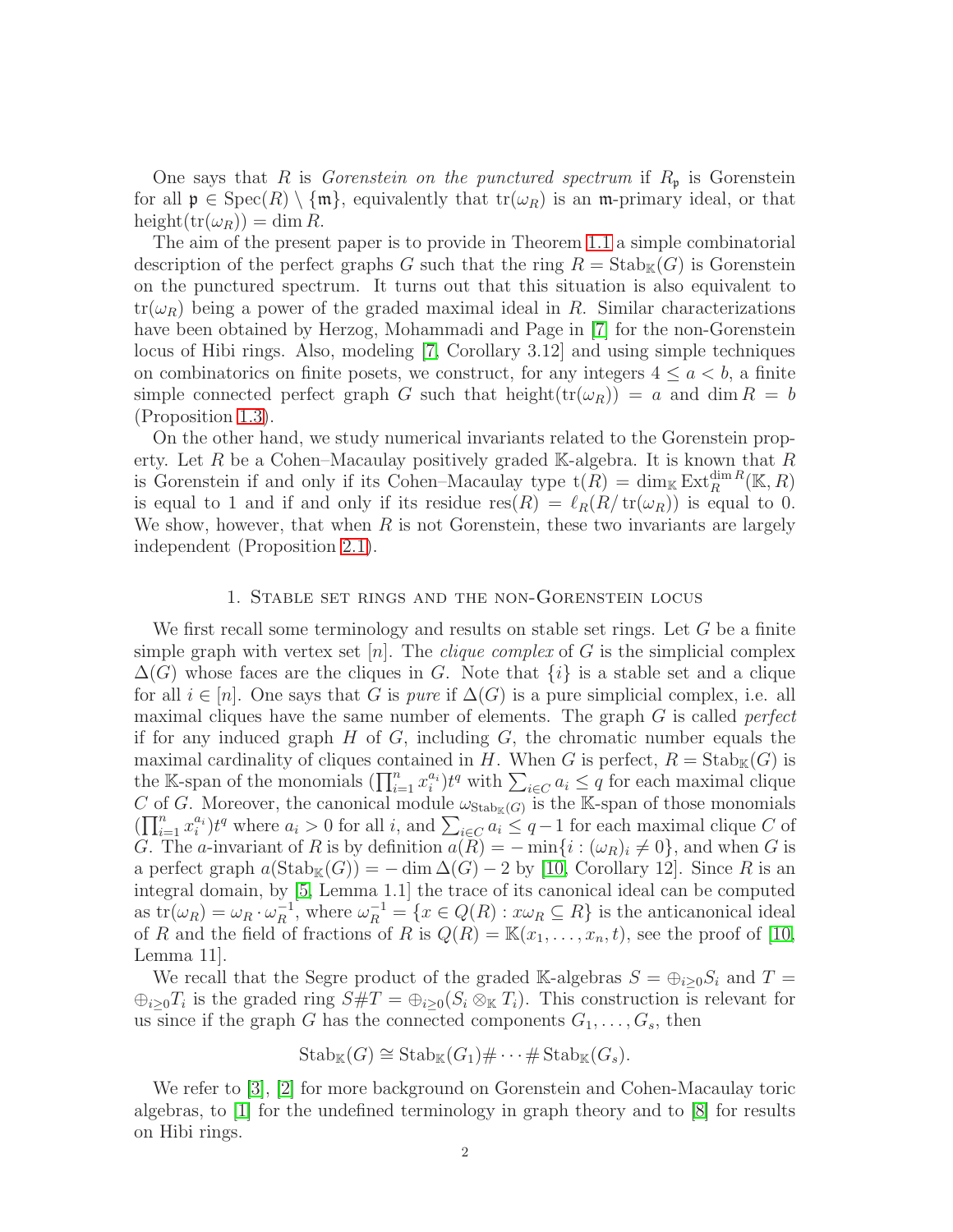One says that $R$ is *Gorenstein on the punctured spectrum* if $R_{\mathfrak{p}}$ is Gorenstein for all $\mathfrak{p} \in \operatorname{Spec}(R) \setminus \{\mathfrak{m}\}$, equivalently that $\operatorname{tr}(\omega_R)$ is an $\mathfrak{m}$-primary ideal, or that $\operatorname{height}(\operatorname{tr}(\omega_R)) = \dim R$.

The aim of the present paper is to provide in Theorem 1.1 a simple combinatorial description of the perfect graphs $G$ such that the ring $R = \operatorname{Stab}_{\mathbb{K}}(G)$ is Gorenstein on the punctured spectrum. It turns out that this situation is also equivalent to $\operatorname{tr}(\omega_R)$ being a power of the graded maximal ideal in $R$. Similar characterizations have been obtained by Herzog, Mohammadi and Page in [7] for the non-Gorenstein locus of Hibi rings. Also, modeling [7, Corollary 3.12] and using simple techniques on combinatorics on finite posets, we construct, for any integers $4 \leq a < b$, a finite simple connected perfect graph $G$ such that $\operatorname{height}(\operatorname{tr}(\omega_R)) = a$ and $\dim R = b$ (Proposition 1.3).

On the other hand, we study numerical invariants related to the Gorenstein property. Let $R$ be a Cohen–Macaulay positively graded $\mathbb{K}$-algebra. It is known that $R$ is Gorenstein if and only if its Cohen–Macaulay type $\operatorname{t}(R) = \dim_{\mathbb{K}} \operatorname{Ext}_R^{\dim R}(\mathbb{K}, R)$ is equal to 1 and if and only if its residue $\operatorname{res}(R) = \ell_R(R/\operatorname{tr}(\omega_R))$ is equal to 0. We show, however, that when $R$ is not Gorenstein, these two invariants are largely independent (Proposition 2.1).

## 1. Stable set rings and the non-Gorenstein locus

We first recall some terminology and results on stable set rings. Let $G$ be a finite simple graph with vertex set $[n]$. The *clique complex* of $G$ is the simplicial complex $\Delta(G)$ whose faces are the cliques in $G$. Note that $\{i\}$ is a stable set and a clique for all $i \in [n]$. One says that $G$ is *pure* if $\Delta(G)$ is a pure simplicial complex, i.e. all maximal cliques have the same number of elements. The graph $G$ is called *perfect* if for any induced graph $H$ of $G$, including $G$, the chromatic number equals the maximal cardinality of cliques contained in $H$. When $G$ is perfect, $R = \operatorname{Stab}_{\mathbb{K}}(G)$ is the $\mathbb{K}$-span of the monomials $(\prod_{i=1}^n x_i^{a_i})t^q$ with $\sum_{i \in C} a_i \leq q$ for each maximal clique $C$ of $G$. Moreover, the canonical module $\omega_{\operatorname{Stab}_{\mathbb{K}}(G)}$ is the $\mathbb{K}$-span of those monomials $(\prod_{i=1}^n x_i^{a_i})t^q$ where $a_i > 0$ for all $i$, and $\sum_{i \in C} a_i \leq q-1$ for each maximal clique $C$ of $G$. The $a$-invariant of $R$ is by definition $a(R) = -\min\{i : (\omega_R)_i \neq 0\}$, and when $G$ is a perfect graph $a(\operatorname{Stab}_{\mathbb{K}}(G)) = -\dim \Delta(G) - 2$ by [10, Corollary 12]. Since $R$ is an integral domain, by [5, Lemma 1.1] the trace of its canonical ideal can be computed as $\operatorname{tr}(\omega_R) = \omega_R \cdot \omega_R^{-1}$, where $\omega_R^{-1} = \{x \in Q(R) : x\omega_R \subseteq R\}$ is the anticanonical ideal of $R$ and the field of fractions of $R$ is $Q(R) = \mathbb{K}(x_1, \ldots, x_n, t)$, see the proof of [10, Lemma 11].

We recall that the Segre product of the graded $\mathbb{K}$-algebras $S = \oplus_{i \geq 0} S_i$ and $T = \oplus_{i \geq 0} T_i$ is the graded ring $S \# T = \oplus_{i \geq 0}(S_i \otimes_{\mathbb{K}} T_i)$. This construction is relevant for us since if the graph $G$ has the connected components $G_1, \ldots, G_s$, then

$$\operatorname{Stab}_{\mathbb{K}}(G) \cong \operatorname{Stab}_{\mathbb{K}}(G_1) \# \cdots \# \operatorname{Stab}_{\mathbb{K}}(G_s).$$

We refer to [3], [2] for more background on Gorenstein and Cohen-Macaulay toric algebras, to [1] for the undefined terminology in graph theory and to [8] for results on Hibi rings.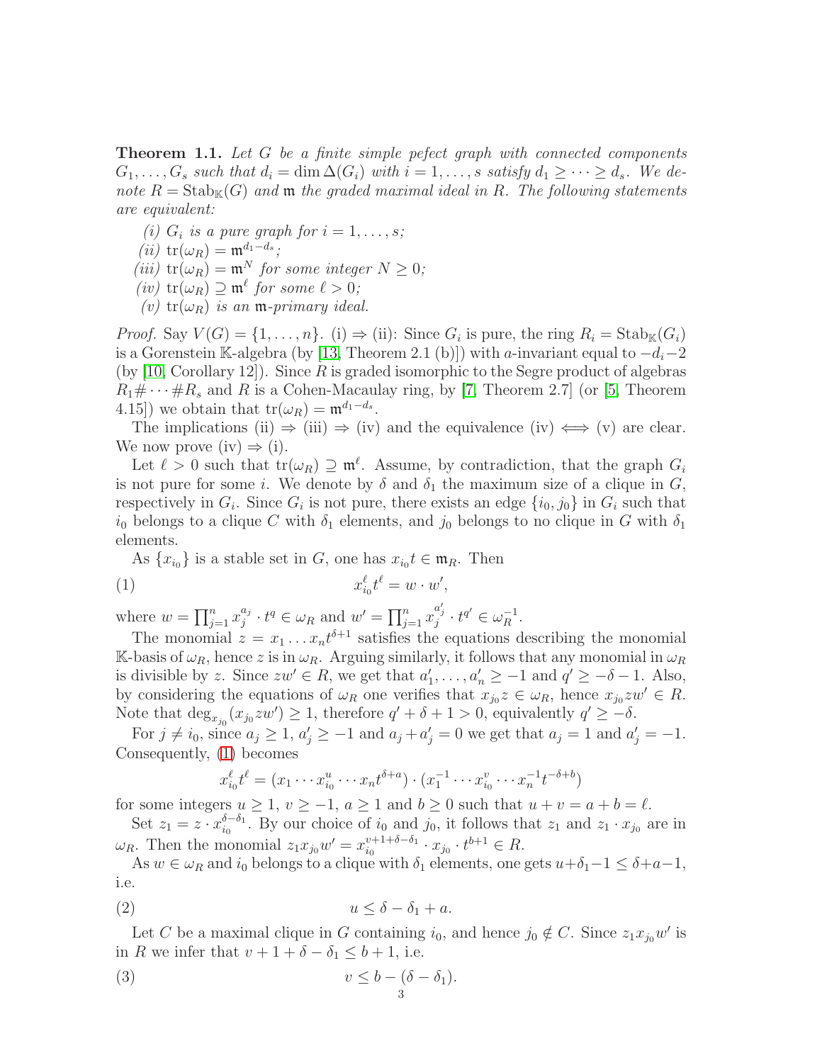**Theorem 1.1.** *Let $G$ be a finite simple pefect graph with connected components $G_1, \ldots, G_s$ such that $d_i = \dim \Delta(G_i)$ with $i = 1, \ldots, s$ satisfy $d_1 \geq \cdots \geq d_s$. We denote $R = \mathrm{Stab}_{\mathbb{K}}(G)$ and $\mathfrak{m}$ the graded maximal ideal in $R$. The following statements are equivalent:*

*(i) $G_i$ is a pure graph for $i = 1, \ldots, s$;*
*(ii) $\mathrm{tr}(\omega_R) = \mathfrak{m}^{d_1 - d_s}$;*
*(iii) $\mathrm{tr}(\omega_R) = \mathfrak{m}^N$ for some integer $N \geq 0$;*
*(iv) $\mathrm{tr}(\omega_R) \supseteq \mathfrak{m}^\ell$ for some $\ell > 0$;*
*(v) $\mathrm{tr}(\omega_R)$ is an $\mathfrak{m}$-primary ideal.*

*Proof.* Say $V(G) = \{1, \ldots, n\}$. (i) $\Rightarrow$ (ii): Since $G_i$ is pure, the ring $R_i = \mathrm{Stab}_{\mathbb{K}}(G_i)$ is a Gorenstein $\mathbb{K}$-algebra (by [13, Theorem 2.1 (b)]) with $a$-invariant equal to $-d_i - 2$ (by [10, Corollary 12]). Since $R$ is graded isomorphic to the Segre product of algebras $R_1 \# \cdots \# R_s$ and $R$ is a Cohen-Macaulay ring, by [7, Theorem 2.7] (or [5, Theorem 4.15]) we obtain that $\mathrm{tr}(\omega_R) = \mathfrak{m}^{d_1 - d_s}$.

The implications (ii) $\Rightarrow$ (iii) $\Rightarrow$ (iv) and the equivalence (iv) $\iff$ (v) are clear. We now prove (iv) $\Rightarrow$ (i).

Let $\ell > 0$ such that $\mathrm{tr}(\omega_R) \supseteq \mathfrak{m}^\ell$. Assume, by contradiction, that the graph $G_i$ is not pure for some $i$. We denote by $\delta$ and $\delta_1$ the maximum size of a clique in $G$, respectively in $G_i$. Since $G_i$ is not pure, there exists an edge $\{i_0, j_0\}$ in $G_i$ such that $i_0$ belongs to a clique $C$ with $\delta_1$ elements, and $j_0$ belongs to no clique in $G$ with $\delta_1$ elements.

As $\{x_{i_0}\}$ is a stable set in $G$, one has $x_{i_0} t \in \mathfrak{m}_R$. Then

$$x_{i_0}^\ell t^\ell = w \cdot w', \tag{1}$$

where $w = \prod_{j=1}^n x_j^{a_j} \cdot t^q \in \omega_R$ and $w' = \prod_{j=1}^n x_j^{a'_j} \cdot t^{q'} \in \omega_R^{-1}$.

The monomial $z = x_1 \ldots x_n t^{\delta+1}$ satisfies the equations describing the monomial $\mathbb{K}$-basis of $\omega_R$, hence $z$ is in $\omega_R$. Arguing similarly, it follows that any monomial in $\omega_R$ is divisible by $z$. Since $zw' \in R$, we get that $a'_1, \ldots, a'_n \geq -1$ and $q' \geq -\delta - 1$. Also, by considering the equations of $\omega_R$ one verifies that $x_{j_0} z \in \omega_R$, hence $x_{j_0} z w' \in R$. Note that $\deg_{x_{j_0}}(x_{j_0} z w') \geq 1$, therefore $q' + \delta + 1 > 0$, equivalently $q' \geq -\delta$.

For $j \neq i_0$, since $a_j \geq 1$, $a'_j \geq -1$ and $a_j + a'_j = 0$ we get that $a_j = 1$ and $a'_j = -1$. Consequently, (1) becomes

$$x_{i_0}^\ell t^\ell = (x_1 \cdots x_{i_0}^u \cdots x_n t^{\delta + a}) \cdot (x_1^{-1} \cdots x_{i_0}^v \cdots x_n^{-1} t^{-\delta + b})$$

for some integers $u \geq 1$, $v \geq -1$, $a \geq 1$ and $b \geq 0$ such that $u + v = a + b = \ell$.

Set $z_1 = z \cdot x_{i_0}^{\delta - \delta_1}$. By our choice of $i_0$ and $j_0$, it follows that $z_1$ and $z_1 \cdot x_{j_0}$ are in $\omega_R$. Then the monomial $z_1 x_{j_0} w' = x_{i_0}^{v+1+\delta-\delta_1} \cdot x_{j_0} \cdot t^{b+1} \in R$.

As $w \in \omega_R$ and $i_0$ belongs to a clique with $\delta_1$ elements, one gets $u + \delta_1 - 1 \leq \delta + a - 1$, i.e.

$$u \leq \delta - \delta_1 + a. \tag{2}$$

Let $C$ be a maximal clique in $G$ containing $i_0$, and hence $j_0 \notin C$. Since $z_1 x_{j_0} w'$ is in $R$ we infer that $v + 1 + \delta - \delta_1 \leq b + 1$, i.e.

$$v \leq b - (\delta - \delta_1). \tag{3}$$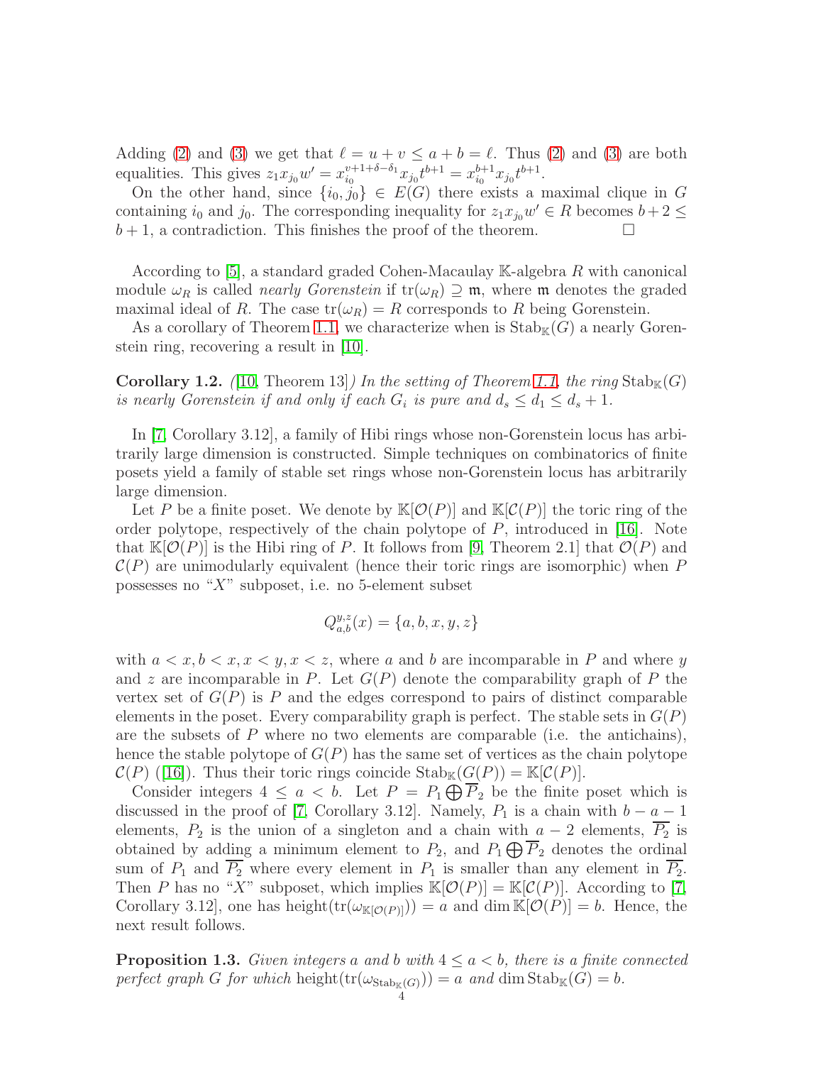Adding (2) and (3) we get that $\ell = u + v \leq a + b = \ell$. Thus (2) and (3) are both equalities. This gives $z_1 x_{j_0} w' = x_{i_0}^{v+1+\delta-\delta_1} x_{j_0} t^{b+1} = x_{i_0}^{b+1} x_{j_0} t^{b+1}$.

On the other hand, since $\{i_0, j_0\} \in E(G)$ there exists a maximal clique in $G$ containing $i_0$ and $j_0$. The corresponding inequality for $z_1 x_{j_0} w' \in R$ becomes $b+2 \leq b+1$, a contradiction. This finishes the proof of the theorem. $\square$

According to [5], a standard graded Cohen-Macaulay $\mathbb{K}$-algebra $R$ with canonical module $\omega_R$ is called *nearly Gorenstein* if $\operatorname{tr}(\omega_R) \supseteq \mathfrak{m}$, where $\mathfrak{m}$ denotes the graded maximal ideal of $R$. The case $\operatorname{tr}(\omega_R) = R$ corresponds to $R$ being Gorenstein.

As a corollary of Theorem 1.1, we characterize when is $\operatorname{Stab}_{\mathbb{K}}(G)$ a nearly Gorenstein ring, recovering a result in [10].

**Corollary 1.2.** *([10, Theorem 13]) In the setting of Theorem 1.1, the ring $\operatorname{Stab}_{\mathbb{K}}(G)$ is nearly Gorenstein if and only if each $G_i$ is pure and $d_s \leq d_1 \leq d_s + 1$.*

In [7, Corollary 3.12], a family of Hibi rings whose non-Gorenstein locus has arbitrarily large dimension is constructed. Simple techniques on combinatorics of finite posets yield a family of stable set rings whose non-Gorenstein locus has arbitrarily large dimension.

Let $P$ be a finite poset. We denote by $\mathbb{K}[\mathcal{O}(P)]$ and $\mathbb{K}[\mathcal{C}(P)]$ the toric ring of the order polytope, respectively of the chain polytope of $P$, introduced in [16]. Note that $\mathbb{K}[\mathcal{O}(P)]$ is the Hibi ring of $P$. It follows from [9, Theorem 2.1] that $\mathcal{O}(P)$ and $\mathcal{C}(P)$ are unimodularly equivalent (hence their toric rings are isomorphic) when $P$ possesses no "$X$" subposet, i.e. no 5-element subset

$$Q_{a,b}^{y,z}(x) = \{a, b, x, y, z\}$$

with $a < x, b < x, x < y, x < z$, where $a$ and $b$ are incomparable in $P$ and where $y$ and $z$ are incomparable in $P$. Let $G(P)$ denote the comparability graph of $P$ the vertex set of $G(P)$ is $P$ and the edges correspond to pairs of distinct comparable elements in the poset. Every comparability graph is perfect. The stable sets in $G(P)$ are the subsets of $P$ where no two elements are comparable (i.e. the antichains), hence the stable polytope of $G(P)$ has the same set of vertices as the chain polytope $\mathcal{C}(P)$ ([16]). Thus their toric rings coincide $\operatorname{Stab}_{\mathbb{K}}(G(P)) = \mathbb{K}[\mathcal{C}(P)]$.

Consider integers $4 \leq a < b$. Let $P = P_1 \bigoplus \overline{P}_2$ be the finite poset which is discussed in the proof of [7, Corollary 3.12]. Namely, $P_1$ is a chain with $b - a - 1$ elements, $P_2$ is the union of a singleton and a chain with $a - 2$ elements, $\overline{P_2}$ is obtained by adding a minimum element to $P_2$, and $P_1 \bigoplus \overline{P}_2$ denotes the ordinal sum of $P_1$ and $\overline{P_2}$ where every element in $P_1$ is smaller than any element in $\overline{P_2}$. Then $P$ has no "$X$" subposet, which implies $\mathbb{K}[\mathcal{O}(P)] = \mathbb{K}[\mathcal{C}(P)]$. According to [7, Corollary 3.12], one has $\operatorname{height}(\operatorname{tr}(\omega_{\mathbb{K}[\mathcal{O}(P)]})) = a$ and $\dim \mathbb{K}[\mathcal{O}(P)] = b$. Hence, the next result follows.

**Proposition 1.3.** *Given integers $a$ and $b$ with $4 \leq a < b$, there is a finite connected perfect graph $G$ for which $\operatorname{height}(\operatorname{tr}(\omega_{\operatorname{Stab}_{\mathbb{K}}(G)})) = a$ and $\dim \operatorname{Stab}_{\mathbb{K}}(G) = b$.*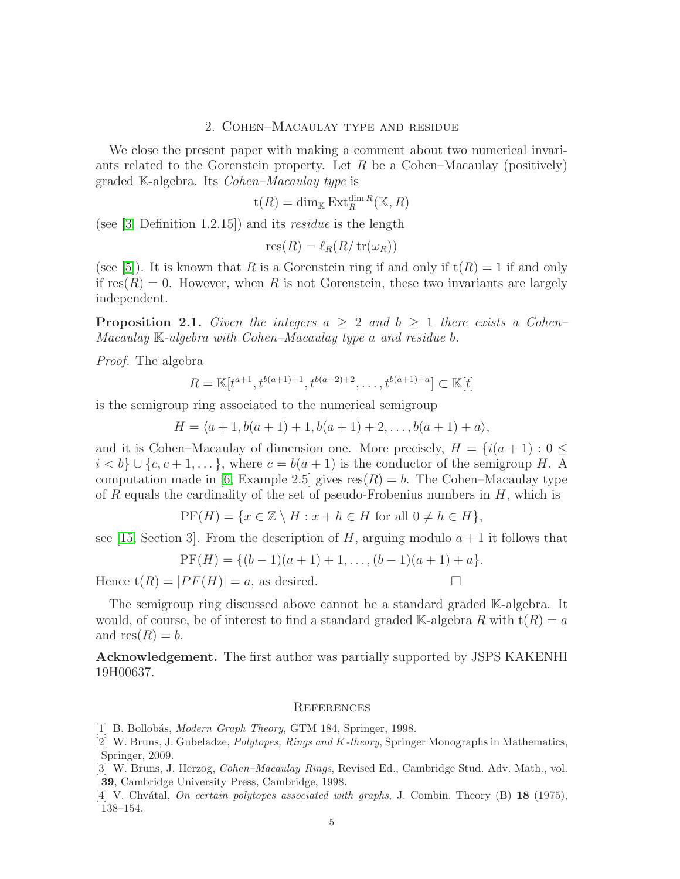## 2. Cohen–Macaulay type and residue

We close the present paper with making a comment about two numerical invariants related to the Gorenstein property. Let $R$ be a Cohen–Macaulay (positively) graded $\mathbb{K}$-algebra. Its *Cohen–Macaulay type* is

$$\mathrm{t}(R) = \dim_{\mathbb{K}} \mathrm{Ext}_R^{\dim R}(\mathbb{K}, R)$$

(see [3, Definition 1.2.15]) and its *residue* is the length

$$\mathrm{res}(R) = \ell_R(R/\operatorname{tr}(\omega_R))$$

(see [5]). It is known that $R$ is a Gorenstein ring if and only if $\mathrm{t}(R) = 1$ if and only if $\mathrm{res}(R) = 0$. However, when $R$ is not Gorenstein, these two invariants are largely independent.

**Proposition 2.1.** *Given the integers $a \geq 2$ and $b \geq 1$ there exists a Cohen–Macaulay $\mathbb{K}$-algebra with Cohen–Macaulay type $a$ and residue $b$.*

*Proof.* The algebra

$$R = \mathbb{K}[t^{a+1}, t^{b(a+1)+1}, t^{b(a+2)+2}, \ldots, t^{b(a+1)+a}] \subset \mathbb{K}[t]$$

is the semigroup ring associated to the numerical semigroup

$$H = \langle a+1, b(a+1)+1, b(a+1)+2, \ldots, b(a+1)+a \rangle,$$

and it is Cohen–Macaulay of dimension one. More precisely, $H = \{i(a+1) : 0 \leq i < b\} \cup \{c, c+1, \ldots\}$, where $c = b(a+1)$ is the conductor of the semigroup $H$. A computation made in [6, Example 2.5] gives $\mathrm{res}(R) = b$. The Cohen–Macaulay type of $R$ equals the cardinality of the set of pseudo-Frobenius numbers in $H$, which is

$$\mathrm{PF}(H) = \{x \in \mathbb{Z} \setminus H : x + h \in H \text{ for all } 0 \neq h \in H\},$$

see [15, Section 3]. From the description of $H$, arguing modulo $a+1$ it follows that

$$\mathrm{PF}(H) = \{(b-1)(a+1)+1, \ldots, (b-1)(a+1)+a\}.$$

Hence $\mathrm{t}(R) = |PF(H)| = a$, as desired. $\square$

The semigroup ring discussed above cannot be a standard graded $\mathbb{K}$-algebra. It would, of course, be of interest to find a standard graded $\mathbb{K}$-algebra $R$ with $\mathrm{t}(R) = a$ and $\mathrm{res}(R) = b$.

**Acknowledgement.** The first author was partially supported by JSPS KAKENHI 19H00637.

## References

[1] B. Bollobás, *Modern Graph Theory*, GTM 184, Springer, 1998.

[2] W. Bruns, J. Gubeladze, *Polytopes, Rings and K-theory*, Springer Monographs in Mathematics, Springer, 2009.

[3] W. Bruns, J. Herzog, *Cohen–Macaulay Rings*, Revised Ed., Cambridge Stud. Adv. Math., vol. **39**, Cambridge University Press, Cambridge, 1998.

[4] V. Chvátal, *On certain polytopes associated with graphs*, J. Combin. Theory (B) **18** (1975), 138–154.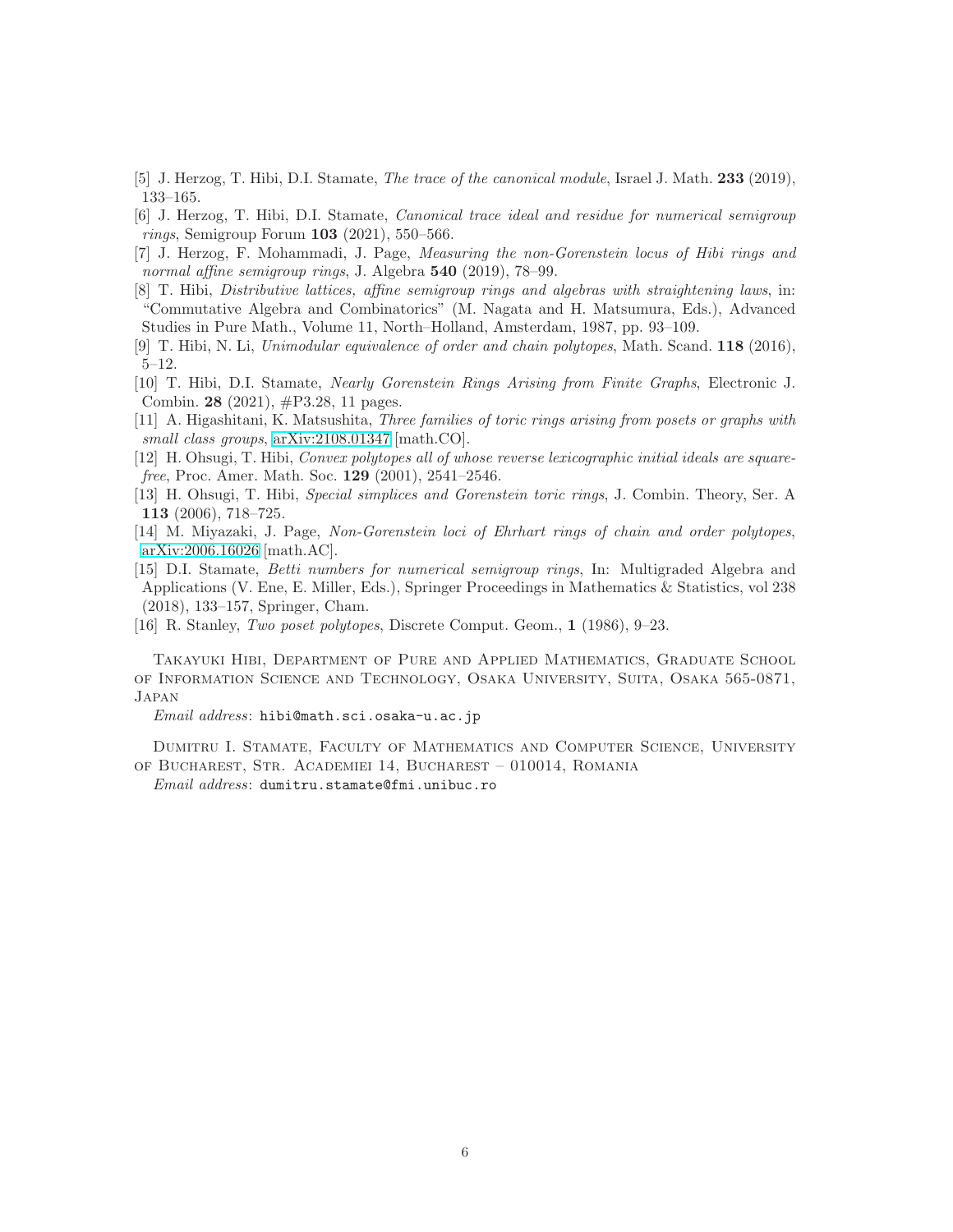[5] J. Herzog, T. Hibi, D.I. Stamate, *The trace of the canonical module*, Israel J. Math. **233** (2019), 133–165.

[6] J. Herzog, T. Hibi, D.I. Stamate, *Canonical trace ideal and residue for numerical semigroup rings*, Semigroup Forum **103** (2021), 550–566.

[7] J. Herzog, F. Mohammadi, J. Page, *Measuring the non-Gorenstein locus of Hibi rings and normal affine semigroup rings*, J. Algebra **540** (2019), 78–99.

[8] T. Hibi, *Distributive lattices, affine semigroup rings and algebras with straightening laws*, in: "Commutative Algebra and Combinatorics" (M. Nagata and H. Matsumura, Eds.), Advanced Studies in Pure Math., Volume 11, North–Holland, Amsterdam, 1987, pp. 93–109.

[9] T. Hibi, N. Li, *Unimodular equivalence of order and chain polytopes*, Math. Scand. **118** (2016), 5–12.

[10] T. Hibi, D.I. Stamate, *Nearly Gorenstein Rings Arising from Finite Graphs*, Electronic J. Combin. **28** (2021), #P3.28, 11 pages.

[11] A. Higashitani, K. Matsushita, *Three families of toric rings arising from posets or graphs with small class groups*, arXiv:2108.01347 [math.CO].

[12] H. Ohsugi, T. Hibi, *Convex polytopes all of whose reverse lexicographic initial ideals are squarefree*, Proc. Amer. Math. Soc. **129** (2001), 2541–2546.

[13] H. Ohsugi, T. Hibi, *Special simplices and Gorenstein toric rings*, J. Combin. Theory, Ser. A **113** (2006), 718–725.

[14] M. Miyazaki, J. Page, *Non-Gorenstein loci of Ehrhart rings of chain and order polytopes*, arXiv:2006.16026 [math.AC].

[15] D.I. Stamate, *Betti numbers for numerical semigroup rings*, In: Multigraded Algebra and Applications (V. Ene, E. Miller, Eds.), Springer Proceedings in Mathematics & Statistics, vol 238 (2018), 133–157, Springer, Cham.

[16] R. Stanley, *Two poset polytopes*, Discrete Comput. Geom., **1** (1986), 9–23.

Takayuki Hibi, Department of Pure and Applied Mathematics, Graduate School of Information Science and Technology, Osaka University, Suita, Osaka 565-0871, Japan

*Email address*: `hibi@math.sci.osaka-u.ac.jp`

Dumitru I. Stamate, Faculty of Mathematics and Computer Science, University of Bucharest, Str. Academiei 14, Bucharest – 010014, Romania

*Email address*: `dumitru.stamate@fmi.unibuc.ro`